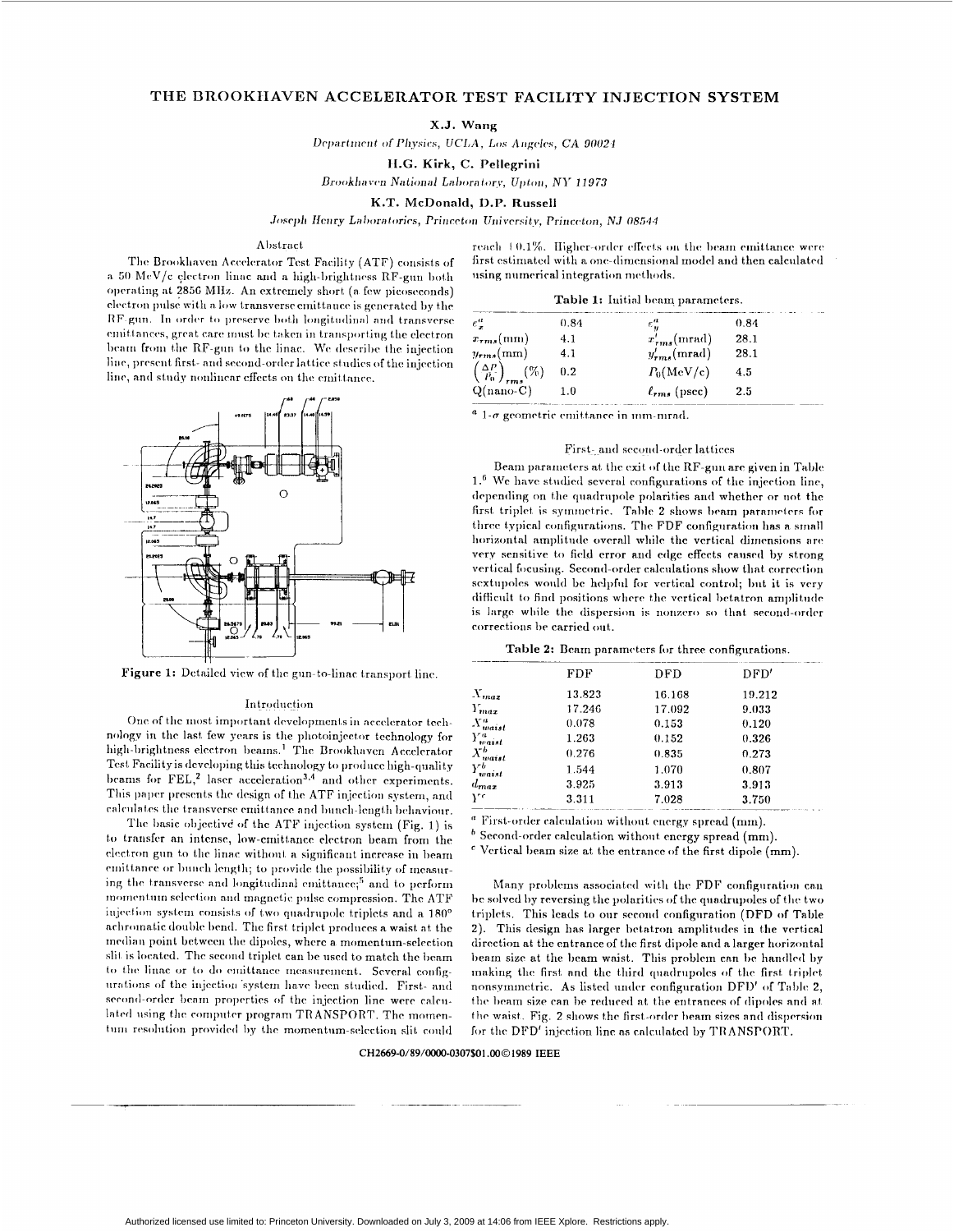# THE BROOKHAVEN ACCELERATOR TEST FACILITY INJECTION SYSTEM

**X.J. Wang**

*Department of Physics, UCLA, Los Angeles, CA 90024*

**H.G. Kirk, C. Pellegrini**

*Brookhaven National Laboratory, Upton, NY 11973*

**K.T. McDonald, D.P. Russell**

*Joseph Henry Laboratories, Princeton University, Princeton, NJ 08544*

## Abstract

The Brookhaven Accelerator Test Facility (ATF) consists of a 50 MeV/c electron linac and a high-brightness RF-gun both operating at 2856 MHz. An extremely short (a few picoseconds) electron pulse with a low transverse emittance is generated by the RF-gun. In order to preserve both longitudinal and transverse emittances, great care must be taken in transporting the electron beam from the RF-gun to the linac. We describe the injection line, present first- and second-order lattice studies of the injection line, and study nonlinear effects on the emittance.

Figure 1: Detailed view of the gun-to-linac transport line.

## Introduction

One of the most important developments in accelerator technology in the last few years is the photoinjector technology for high-brightness electron beams.[1] The Brookhaven Accelerator Test Facility is developing this technology to produce high-quality beams for FEL,[2] laser acceleration[3,4] and other experiments. This paper presents the design of the ATF injection system, and calculates the transverse emittance and bunch-length behaviour.

The basic objective of the ATF injection system (Fig. 1) is to transfer an intense, low-emittance electron beam from the electron gun to the linac without a significant increase in beam emittance or bunch length; to provide the possibility of measuring the transverse and longitudinal emittance;[5] and to perform momentum selection and magnetic pulse compression. The ATF injection system consists of two quadrupole triplets and a 180° achromatic double bend. The first triplet produces a waist at the median point between the dipoles, where a momentum-selection slit is located. The second triplet can be used to match the beam to the linac or to do emittance measurement. Several configurations of the injection system have been studied. First- and second-order beam properties of the injection line were calculated using the computer program TRANSPORT. The momentum resolution provided by the momentum-selection slit could reach 0.1%. Higher-order effects on the beam emittance were first estimated with a one-dimensional model and then calculated using numerical integration methods.

**Table 1:** Initial beam parameters.

| | | | |
|---|---|---|---|
| $\epsilon_x^a$ | 0.84 | $\epsilon_y^a$ | 0.84 |
| $x_{rms}$(mm) | 4.1 | $x'_{rms}$(mrad) | 28.1 |
| $y_{rms}$(mm) | 4.1 | $y'_{rms}$(mrad) | 28.1 |
| $\left(\frac{\Delta P}{P_0}\right)_{rms}$(%) | 0.2 | $P_0$(MeV/c) | 4.5 |
| Q(nano-C) | 1.0 | $\ell_{rms}$ (psec) | 2.5 |

[a] 1-σ geometric emittance in mm-mrad.

## First- and second-order lattices

Beam parameters at the exit of the RF-gun are given in Table 1.[6] We have studied several configurations of the injection line, depending on the quadrupole polarities and whether or not the first triplet is symmetric. Table 2 shows beam parameters for three typical configurations. The FDF configuration has a small horizontal amplitude overall while the vertical dimensions are very sensitive to field error and edge effects caused by strong vertical focusing. Second-order calculations show that correction sextupoles would be helpful for vertical control; but it is very difficult to find positions where the vertical betatron amplitude is large while the dispersion is nonzero so that second-order corrections be carried out.

**Table 2:** Beam parameters for three configurations.

| | FDF | DFD | DFD′ |
|---|---|---|---|
| $X_{max}$ | 13.823 | 16.168 | 19.212 |
| $Y_{max}$ | 17.246 | 17.092 | 9.033 |
| $X^a_{waist}$ | 0.078 | 0.153 | 0.120 |
| $Y^a_{waist}$ | 1.263 | 0.152 | 0.326 |
| $X^b_{waist}$ | 0.276 | 0.835 | 0.273 |
| $Y^b_{waist}$ | 1.544 | 1.070 | 0.807 |
| $d_{max}$ | 3.925 | 3.913 | 3.913 |
| $Y^c$ | 3.311 | 7.028 | 3.750 |

[a] First-order calculation without energy spread (mm).
[b] Second-order calculation without energy spread (mm).
[c] Vertical beam size at the entrance of the first dipole (mm).

Many problems associated with the FDF configuration can be solved by reversing the polarities of the quadrupoles of the two triplets. This leads to our second configuration (DFD of Table 2). This design has larger betatron amplitudes in the vertical direction at the entrance of the first dipole and a larger horizontal beam size at the beam waist. This problem can be handled by making the first and the third quadrupoles of the first triplet nonsymmetric. As listed under configuration DFD′ of Table 2, the beam size can be reduced at the entrances of dipoles and at the waist. Fig. 2 shows the first-order beam sizes and dispersion for the DFD′ injection line as calculated by TRANSPORT.

CH2669-0/89/0000-0307$01.00©1989 IEEE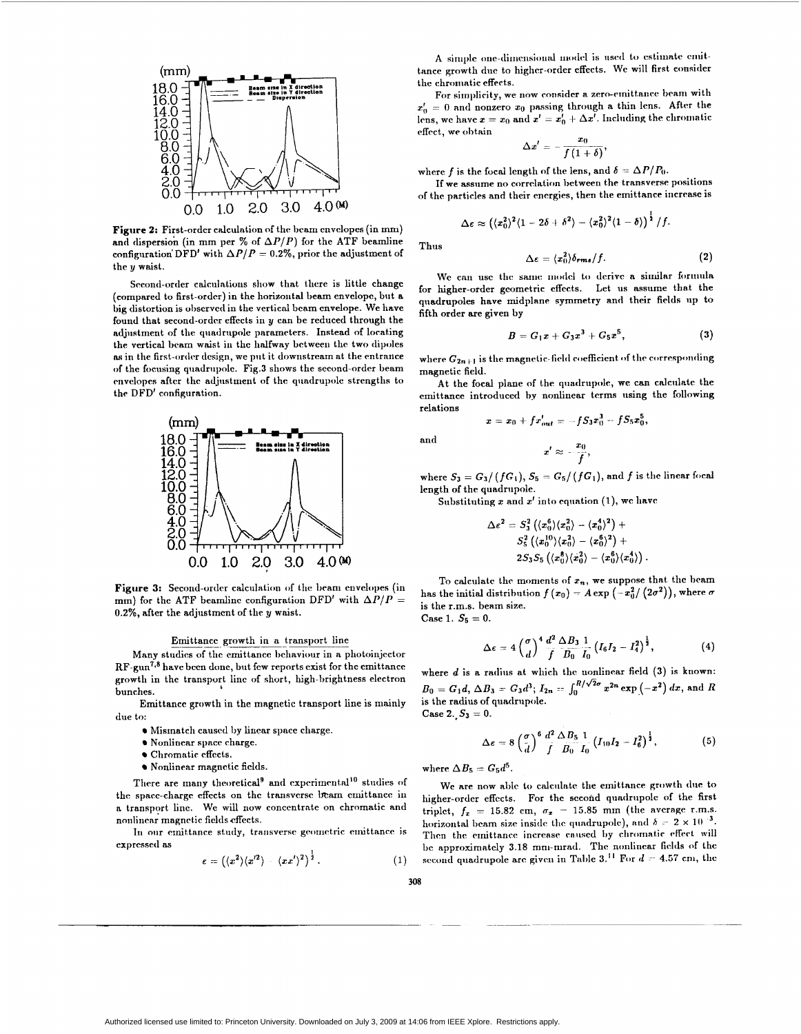**Figure 2:** First-order calculation of the beam envelopes (in mm) and dispersion (in mm per % of $\Delta P/P$) for the ATF beamline configuration DFD′ with $\Delta P/P = 0.2\%$, prior the adjustment of the y waist.

Second-order calculations show that there is little change (compared to first-order) in the horizontal beam envelope, but a big distortion is observed in the vertical beam envelope. We have found that second-order effects in y can be reduced through the adjustment of the quadrupole parameters. Instead of locating the vertical beam waist in the halfway between the two dipoles as in the first-order design, we put it downstream at the entrance of the focusing quadrupole. Fig.3 shows the second-order beam envelopes after the adjustment of the quadrupole strengths to the DFD′ configuration.

**Figure 3:** Second-order calculation of the beam envelopes (in mm) for the ATF beamline configuration DFD′ with $\Delta P/P = 0.2\%$, after the adjustment of the y waist.

## Emittance growth in a transport line

Many studies of the emittance behaviour in a photoinjector RF-gun[7,8] have been done, but few reports exist for the emittance growth in the transport line of short, high-brightness electron bunches.

Emittance growth in the magnetic transport line is mainly due to:

- Mismatch caused by linear space charge.
- Nonlinear space charge.
- Chromatic effects.
- Nonlinear magnetic fields.

There are many theoretical[9] and experimental[10] studies of the space-charge effects on the transverse beam emittance in a transport line. We will now concentrate on chromatic and nonlinear magnetic fields effects.

In our emittance study, transverse geometric emittance is expressed as

$$\epsilon = \left(\langle x^2\rangle\langle x'^2\rangle - \langle xx'\rangle^2\right)^{\frac{1}{2}}. \tag{1}$$

A simple one-dimensional model is used to estimate emittance growth due to higher-order effects. We will first consider the chromatic effects.

For simplicity, we now consider a zero-emittance beam with $x_0' = 0$ and nonzero $x_0$ passing through a thin lens. After the lens, we have $x = x_0$ and $x' = x_0' + \Delta x'$. Including the chromatic effect, we obtain

$$\Delta x' = -\frac{x_0}{f(1+\delta)},$$

where $f$ is the focal length of the lens, and $\delta = \Delta P/P_0$.

If we assume no correlation between the transverse positions of the particles and their energies, then the emittance increase is

$$\Delta\epsilon \approx \left(\langle x_0^2\rangle^2\langle 1 - 2\delta + \delta^2\rangle - \langle x_0^2\rangle^2(1-\delta)\right)^{\frac{1}{2}}/f.$$

Thus

$$\Delta\epsilon = \langle x_0^2\rangle\delta_{rms}/f. \tag{2}$$

We can use the same model to derive a similar formula for higher-order geometric effects. Let us assume that the quadrupoles have midplane symmetry and their fields up to fifth order are given by

$$B = G_1 x + G_3 x^3 + G_5 x^5, \tag{3}$$

where $G_{2n+1}$ is the magnetic-field coefficient of the corresponding magnetic field.

At the focal plane of the quadrupole, we can calculate the emittance introduced by nonlinear terms using the following relations

$$x = x_0 + f x'_{out} = -fS_3x_0^3 - fS_5x_0^5,$$

and

$$x' \approx -\frac{x_0}{f},$$

where $S_3 = G_3/(fG_1)$, $S_5 = G_5/(fG_1)$, and $f$ is the linear focal length of the quadrupole.

Substituting $x$ and $x'$ into equation (1), we have

$$\Delta\epsilon^2 = S_3^2\left(\langle x_0^6\rangle\langle x_0^2\rangle - \langle x_0^4\rangle^2\right) + S_5^2\left(\langle x_0^{10}\rangle\langle x_0^2\rangle - \langle x_0^6\rangle^2\right) + 2S_3S_5\left(\langle x_0^8\rangle\langle x_0^2\rangle - \langle x_0^6\rangle\langle x_0^4\rangle\right).$$

To calculate the moments of $x_n$, we suppose that the beam has the initial distribution $f(x_0) = A\exp\left(-x_0^2/(2\sigma^2)\right)$, where $\sigma$ is the r.m.s. beam size.

Case 1. $S_5 = 0$.

$$\Delta\epsilon = 4\left(\frac{\sigma}{d}\right)^4 \frac{d^2}{f}\frac{\Delta B_3}{B_0}\frac{1}{I_0}\left(I_6 I_2 - I_4^2\right)^{\frac{1}{2}}, \tag{4}$$

where $d$ is a radius at which the nonlinear field (3) is known: $B_0 = G_1 d$, $\Delta B_3 = G_3 d^3$; $I_{2n} = \int_0^{R/\sqrt{2}\sigma} x^{2n}\exp\left(-x^2\right)dx$, and $R$ is the radius of quadrupole.

Case 2. $S_3 = 0$.

$$\Delta\epsilon = 8\left(\frac{\sigma}{d}\right)^6 \frac{d^2}{f}\frac{\Delta B_5}{B_0}\frac{1}{I_0}\left(I_{10} I_2 - I_6^2\right)^{\frac{1}{2}}, \tag{5}$$

where $\Delta B_5 = G_5 d^5$.

We are now able to calculate the emittance growth due to higher-order effects. For the second quadrupole of the first triplet, $f_x = 15.82$ cm, $\sigma_x = 15.85$ mm (the average r.m.s. horizontal beam size inside the quadrupole), and $\delta = 2\times10^{-3}$. Then the emittance increase caused by chromatic effect will be approximately 3.18 mm-mrad. The nonlinear fields of the second quadrupole are given in Table 3.[11] For $d = 4.57$ cm, the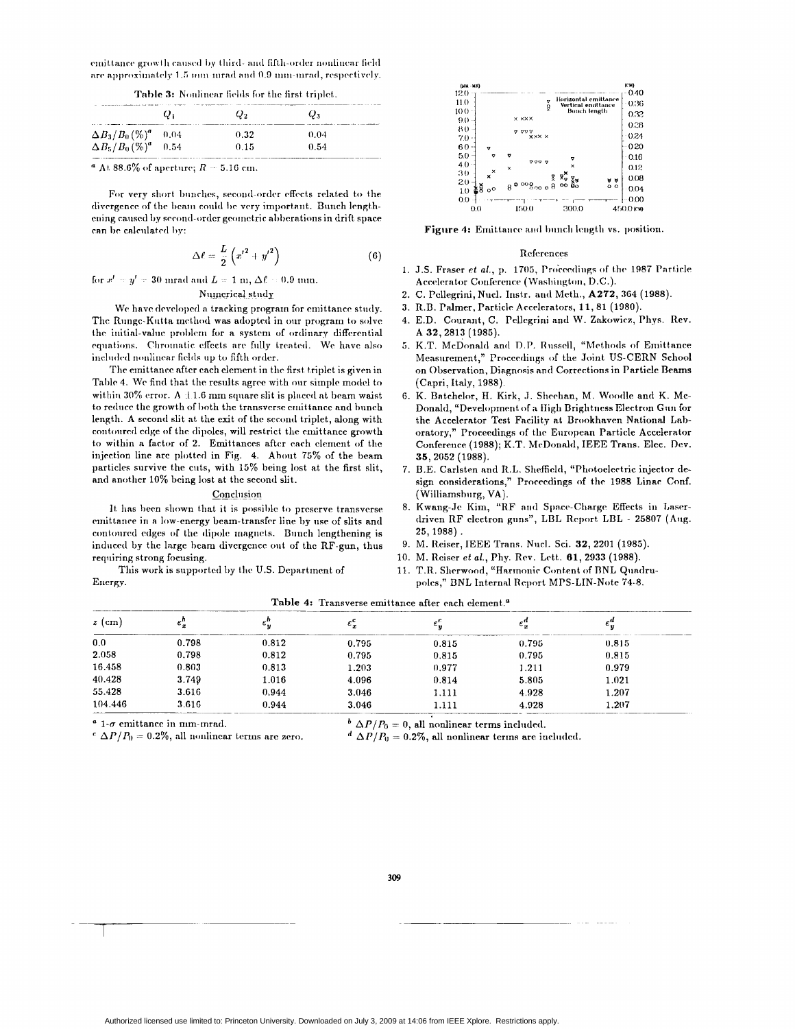emittance growth caused by third- and fifth-order nonlinear field are approximately 1.5 mm mrad and 0.9 mm-mrad, respectively.

**Table 3:** Nonlinear fields for the first triplet.

| | $Q_1$ | $Q_2$ | $Q_3$ |
|---|---|---|---|
| $\Delta B_3/B_0\,(\%)^a$ | 0.04 | 0.32 | 0.04 |
| $\Delta B_5/B_0\,(\%)^a$ | 0.54 | 0.15 | 0.54 |

[a] At 88.6% of aperture; $R = 5.16$ cm.

For very short bunches, second-order effects related to the divergence of the beam could be very important. Bunch lengthening caused by second-order geometric abberations in drift space can be calculated by:

$$\Delta \ell = \frac{L}{2}\left(x'^2 + y'^2\right) \tag{6}$$

for $x' = y' = 30$ mrad and $L = 1$ m, $\Delta \ell = 0.9$ mm.

## Numerical study

We have developed a tracking program for emittance study. The Runge-Kutta method was adopted in our program to solve the initial-value problem for a system of ordinary differential equations. Chromatic effects are fully treated. We have also included nonlinear fields up to fifth order.

The emittance after each element in the first triplet is given in Table 4. We find that the results agree with our simple model to within 30% error. A $\pm 1.6$ mm square slit is placed at beam waist to reduce the growth of both the transverse emittance and bunch length. A second slit at the exit of the second triplet, along with contoured edge of the dipoles, will restrict the emittance growth to within a factor of 2. Emittances after each element of the injection line are plotted in Fig. 4. About 75% of the beam particles survive the cuts, with 15% being lost at the first slit, and another 10% being lost at the second slit.

## Conclusion

It has been shown that it is possible to preserve transverse emittance in a low-energy beam-transfer line by use of slits and contoured edges of the dipole magnets. Bunch lengthening is induced by the large beam divergence out of the RF-gun, thus requiring strong focusing.

This work is supported by the U.S. Department of Energy.

(MM-MR)
120
110
100
90
80
70
60
50
40
30
20
10
0.0
0.0
150.0
300.0
450.0 (CM)
(CM)
0.40
0.36
0.32
0.28
0.24
0.20
0.16
0.12
0.08
0.04
0.00
Horizontal emittance
Vertical emittance
Bunch length

**Figure 4:** Emittance and bunch length vs. position.

## References

1. J.S. Fraser *et al.*, p. 1705, Proceedings of the 1987 Particle Accelerator Conference (Washington, D.C.).
2. C. Pellegrini, Nucl. Instr. and Meth., **A272**, 364 (1988).
3. R.B. Palmer, Particle Accelerators, **11**, 81 (1980).
4. E.D. Courant, C. Pellegrini and W. Zakowicz, Phys. Rev. A **32**, 2813 (1985).
5. K.T. McDonald and D.P. Russell, "Methods of Emittance Measurement," Proceedings of the Joint US-CERN School on Observation, Diagnosis and Corrections in Particle Beams (Capri, Italy, 1988).
6. K. Batchelor, H. Kirk, J. Sheehan, M. Woodle and K. McDonald, "Development of a High Brightness Electron Gun for the Accelerator Test Facility at Brookhaven National Laboratory," Proceedings of the European Particle Accelerator Conference (1988); K.T. McDonald, IEEE Trans. Elec. Dev. **35**, 2052 (1988).
7. B.E. Carlsten and R.L. Sheffield, "Photoelectric injector design considerations," Proceedings of the 1988 Linac Conf. (Williamsburg, VA).
8. Kwang-Je Kim, "RF and Space-Charge Effects in Laser-driven RF electron guns", LBL Report LBL - 25807 (Aug. 25, 1988).
9. M. Reiser, IEEE Trans. Nucl. Sci. **32**, 2201 (1985).
10. M. Reiser *et al.*, Phy. Rev. Lett. **61**, 2933 (1988).
11. T.R. Sherwood, "Harmonic Content of BNL Quadrupoles," BNL Internal Report MPS-LIN-Note 74-8.

**Table 4:** Transverse emittance after each element.[a]

| $z$ (cm) | $\epsilon_x^b$ | $\epsilon_y^b$ | $\epsilon_x^c$ | $\epsilon_y^c$ | $\epsilon_x^d$ | $\epsilon_y^d$ |
|---|---|---|---|---|---|---|
| 0.0 | 0.798 | 0.812 | 0.795 | 0.815 | 0.795 | 0.815 |
| 2.058 | 0.798 | 0.812 | 0.795 | 0.815 | 0.795 | 0.815 |
| 16.458 | 0.803 | 0.813 | 1.203 | 0.977 | 1.211 | 0.979 |
| 40.428 | 3.749 | 1.016 | 4.096 | 0.814 | 5.805 | 1.021 |
| 55.428 | 3.616 | 0.944 | 3.046 | 1.111 | 4.928 | 1.207 |
| 104.446 | 3.616 | 0.944 | 3.046 | 1.111 | 4.928 | 1.207 |

[a] 1-$\sigma$ emittance in mm-mrad.
[b] $\Delta P/P_0 = 0$, all nonlinear terms included.
[c] $\Delta P/P_0 = 0.2\%$, all nonlinear terms are zero.
[d] $\Delta P/P_0 = 0.2\%$, all nonlinear terms are included.